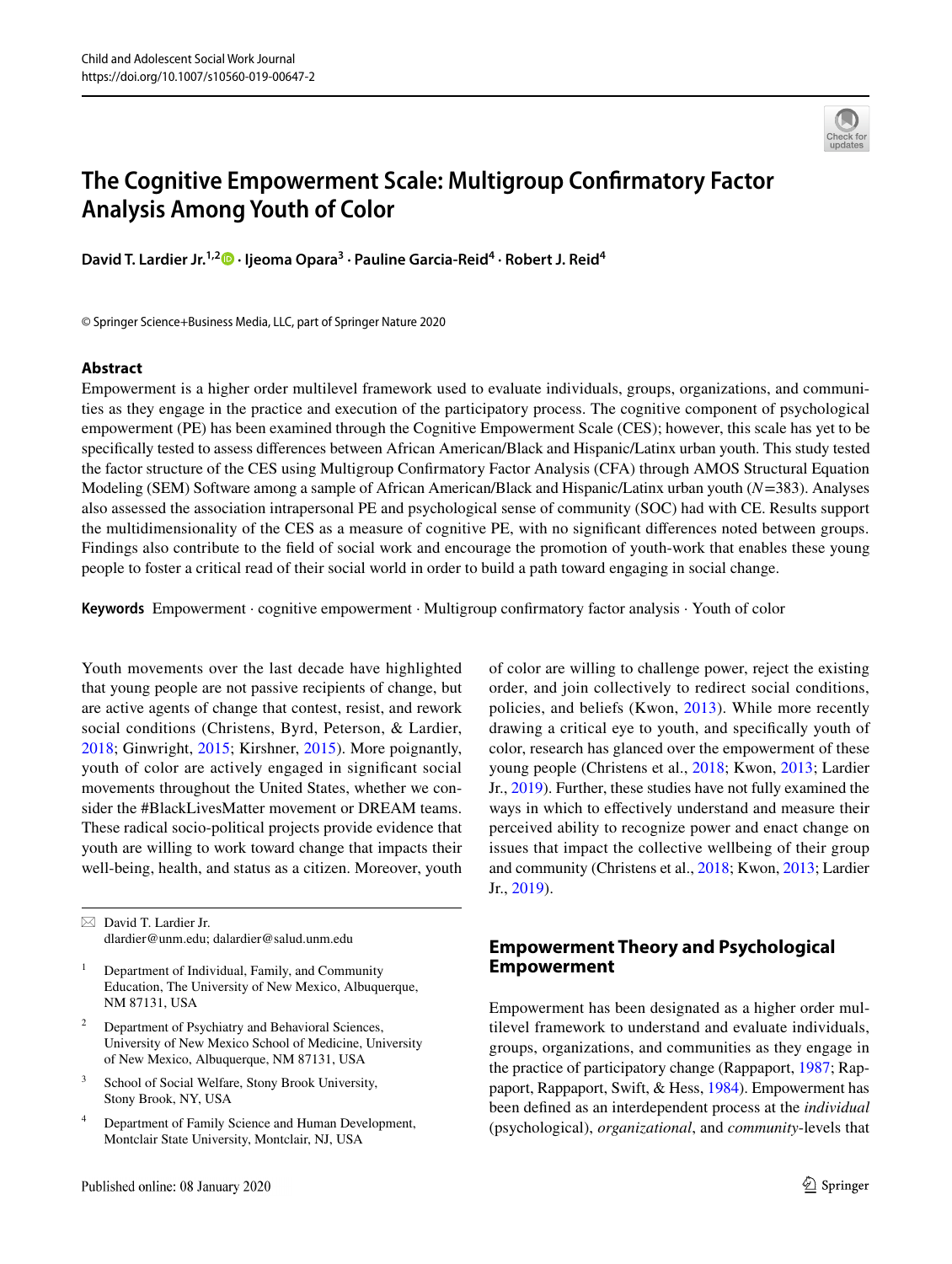# The Cognitive Empowerment Scale: Multigroup Confirmatory Factor Analysis Among Youth of Color

**David T. Lardier Jr.**[1,2] · **Ijeoma Opara**[3] · **Pauline Garcia-Reid**[4] · **Robert J. Reid**[4]

© Springer Science+Business Media, LLC, part of Springer Nature 2020

## Abstract

Empowerment is a higher order multilevel framework used to evaluate individuals, groups, organizations, and communities as they engage in the practice and execution of the participatory process. The cognitive component of psychological empowerment (PE) has been examined through the Cognitive Empowerment Scale (CES); however, this scale has yet to be specifically tested to assess differences between African American/Black and Hispanic/Latinx urban youth. This study tested the factor structure of the CES using Multigroup Confirmatory Factor Analysis (CFA) through AMOS Structural Equation Modeling (SEM) Software among a sample of African American/Black and Hispanic/Latinx urban youth ($N = 383$). Analyses also assessed the association intrapersonal PE and psychological sense of community (SOC) had with CE. Results support the multidimensionality of the CES as a measure of cognitive PE, with no significant differences noted between groups. Findings also contribute to the field of social work and encourage the promotion of youth-work that enables these young people to foster a critical read of their social world in order to build a path toward engaging in social change.

**Keywords** Empowerment · cognitive empowerment · Multigroup confirmatory factor analysis · Youth of color

Youth movements over the last decade have highlighted that young people are not passive recipients of change, but are active agents of change that contest, resist, and rework social conditions (Christens, Byrd, Peterson, & Lardier, 2018; Ginwright, 2015; Kirshner, 2015). More poignantly, youth of color are actively engaged in significant social movements throughout the United States, whether we consider the #BlackLivesMatter movement or DREAM teams. These radical socio-political projects provide evidence that youth are willing to work toward change that impacts their well-being, health, and status as a citizen. Moreover, youth of color are willing to challenge power, reject the existing order, and join collectively to redirect social conditions, policies, and beliefs (Kwon, 2013). While more recently drawing a critical eye to youth, and specifically youth of color, research has glanced over the empowerment of these young people (Christens et al., 2018; Kwon, 2013; Lardier Jr., 2019). Further, these studies have not fully examined the ways in which to effectively understand and measure their perceived ability to recognize power and enact change on issues that impact the collective wellbeing of their group and community (Christens et al., 2018; Kwon, 2013; Lardier Jr., 2019).

## Empowerment Theory and Psychological Empowerment

Empowerment has been designated as a higher order multilevel framework to understand and evaluate individuals, groups, organizations, and communities as they engage in the practice of participatory change (Rappaport, 1987; Rappaport, Rappaport, Swift, & Hess, 1984). Empowerment has been defined as an interdependent process at the *individual* (psychological), *organizational*, and *community*-levels that

---

✉ David T. Lardier Jr.
dlardier@unm.edu; dalardier@salud.unm.edu

[1] Department of Individual, Family, and Community Education, The University of New Mexico, Albuquerque, NM 87131, USA

[2] Department of Psychiatry and Behavioral Sciences, University of New Mexico School of Medicine, University of New Mexico, Albuquerque, NM 87131, USA

[3] School of Social Welfare, Stony Brook University, Stony Brook, NY, USA

[4] Department of Family Science and Human Development, Montclair State University, Montclair, NJ, USA

Published online: 08 January 2020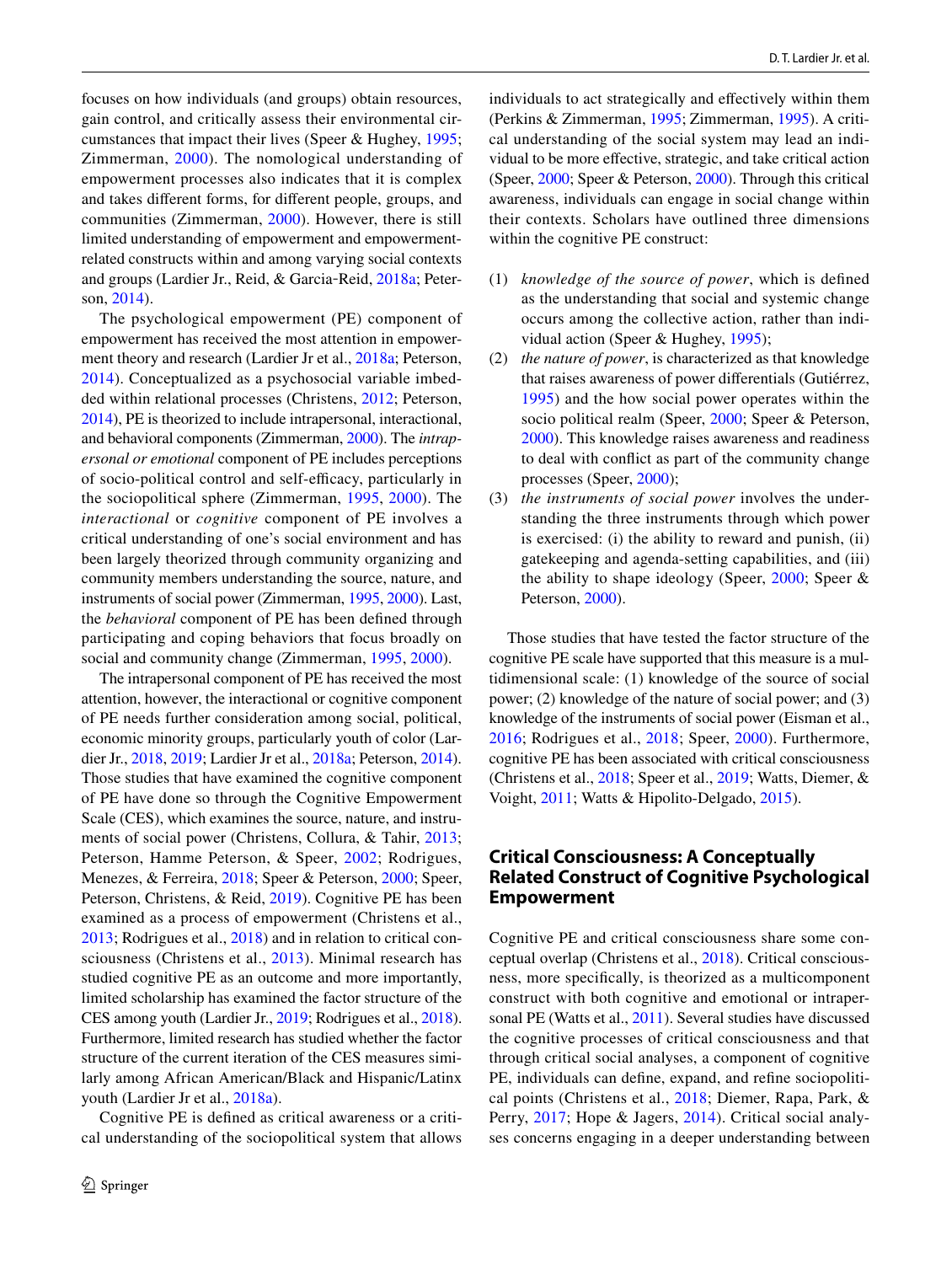focuses on how individuals (and groups) obtain resources, gain control, and critically assess their environmental circumstances that impact their lives (Speer & Hughey, 1995; Zimmerman, 2000). The nomological understanding of empowerment processes also indicates that it is complex and takes different forms, for different people, groups, and communities (Zimmerman, 2000). However, there is still limited understanding of empowerment and empowerment-related constructs within and among varying social contexts and groups (Lardier Jr., Reid, & Garcia-Reid, 2018a; Peterson, 2014).

The psychological empowerment (PE) component of empowerment has received the most attention in empowerment theory and research (Lardier Jr et al., 2018a; Peterson, 2014). Conceptualized as a psychosocial variable imbedded within relational processes (Christens, 2012; Peterson, 2014), PE is theorized to include intrapersonal, interactional, and behavioral components (Zimmerman, 2000). The *intrapersonal or emotional* component of PE includes perceptions of socio-political control and self-efficacy, particularly in the sociopolitical sphere (Zimmerman, 1995, 2000). The *interactional* or *cognitive* component of PE involves a critical understanding of one's social environment and has been largely theorized through community organizing and community members understanding the source, nature, and instruments of social power (Zimmerman, 1995, 2000). Last, the *behavioral* component of PE has been defined through participating and coping behaviors that focus broadly on social and community change (Zimmerman, 1995, 2000).

The intrapersonal component of PE has received the most attention, however, the interactional or cognitive component of PE needs further consideration among social, political, economic minority groups, particularly youth of color (Lardier Jr., 2018, 2019; Lardier Jr et al., 2018a; Peterson, 2014). Those studies that have examined the cognitive component of PE have done so through the Cognitive Empowerment Scale (CES), which examines the source, nature, and instruments of social power (Christens, Collura, & Tahir, 2013; Peterson, Hamme Peterson, & Speer, 2002; Rodrigues, Menezes, & Ferreira, 2018; Speer & Peterson, 2000; Speer, Peterson, Christens, & Reid, 2019). Cognitive PE has been examined as a process of empowerment (Christens et al., 2013; Rodrigues et al., 2018) and in relation to critical consciousness (Christens et al., 2013). Minimal research has studied cognitive PE as an outcome and more importantly, limited scholarship has examined the factor structure of the CES among youth (Lardier Jr., 2019; Rodrigues et al., 2018). Furthermore, limited research has studied whether the factor structure of the current iteration of the CES measures similarly among African American/Black and Hispanic/Latinx youth (Lardier Jr et al., 2018a).

Cognitive PE is defined as critical awareness or a critical understanding of the sociopolitical system that allows individuals to act strategically and effectively within them (Perkins & Zimmerman, 1995; Zimmerman, 1995). A critical understanding of the social system may lead an individual to be more effective, strategic, and take critical action (Speer, 2000; Speer & Peterson, 2000). Through this critical awareness, individuals can engage in social change within their contexts. Scholars have outlined three dimensions within the cognitive PE construct:

1. *knowledge of the source of power*, which is defined as the understanding that social and systemic change occurs among the collective action, rather than individual action (Speer & Hughey, 1995);
2. *the nature of power*, is characterized as that knowledge that raises awareness of power differentials (Gutiérrez, 1995) and the how social power operates within the socio political realm (Speer, 2000; Speer & Peterson, 2000). This knowledge raises awareness and readiness to deal with conflict as part of the community change processes (Speer, 2000);
3. *the instruments of social power* involves the understanding the three instruments through which power is exercised: (i) the ability to reward and punish, (ii) gatekeeping and agenda-setting capabilities, and (iii) the ability to shape ideology (Speer, 2000; Speer & Peterson, 2000).

Those studies that have tested the factor structure of the cognitive PE scale have supported that this measure is a multidimensional scale: (1) knowledge of the source of social power; (2) knowledge of the nature of social power; and (3) knowledge of the instruments of social power (Eisman et al., 2016; Rodrigues et al., 2018; Speer, 2000). Furthermore, cognitive PE has been associated with critical consciousness (Christens et al., 2018; Speer et al., 2019; Watts, Diemer, & Voight, 2011; Watts & Hipolito-Delgado, 2015).

## Critical Consciousness: A Conceptually Related Construct of Cognitive Psychological Empowerment

Cognitive PE and critical consciousness share some conceptual overlap (Christens et al., 2018). Critical consciousness, more specifically, is theorized as a multicomponent construct with both cognitive and emotional or intrapersonal PE (Watts et al., 2011). Several studies have discussed the cognitive processes of critical consciousness and that through critical social analyses, a component of cognitive PE, individuals can define, expand, and refine sociopolitical points (Christens et al., 2018; Diemer, Rapa, Park, & Perry, 2017; Hope & Jagers, 2014). Critical social analyses concerns engaging in a deeper understanding between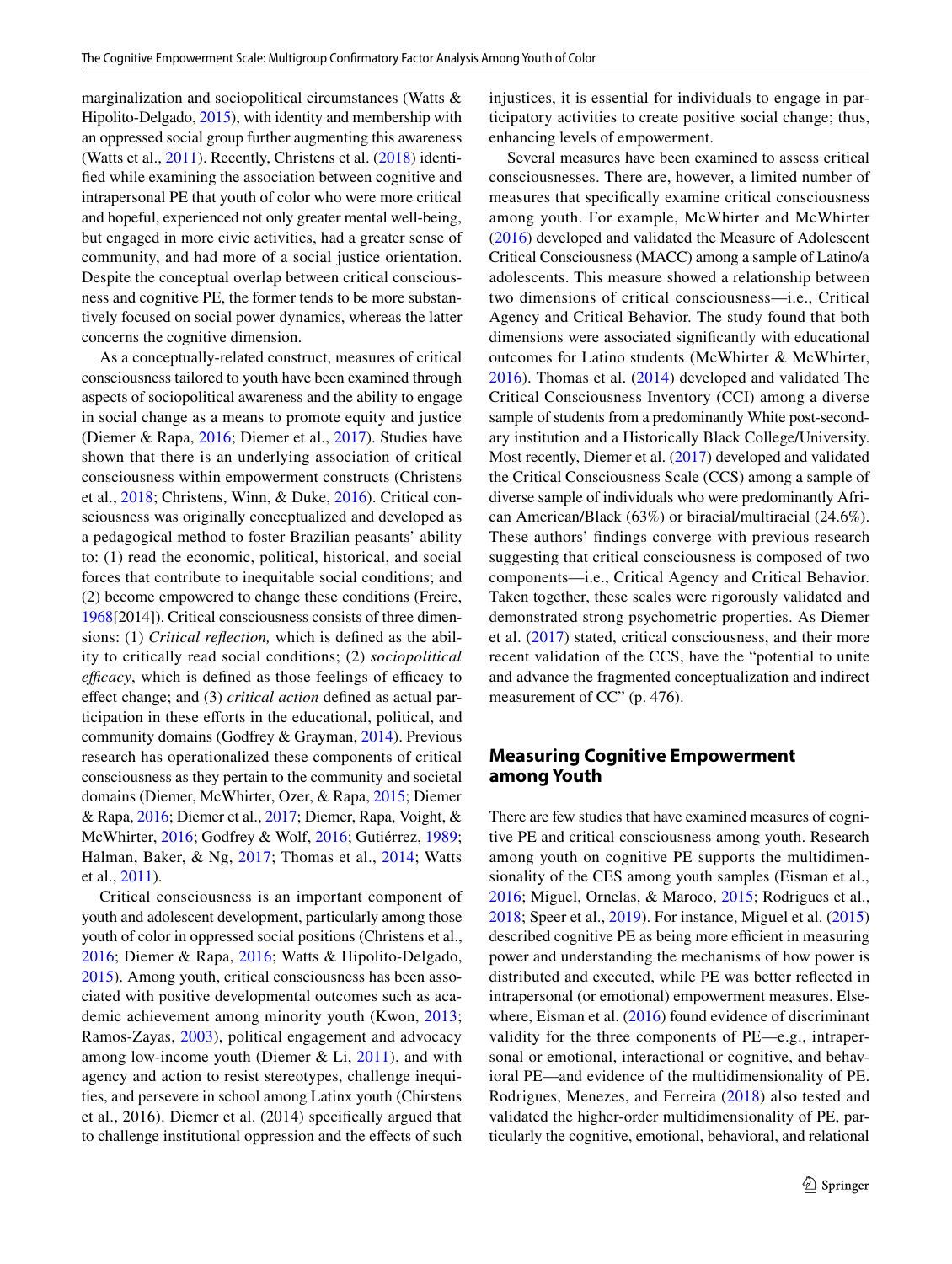marginalization and sociopolitical circumstances (Watts & Hipolito-Delgado, 2015), with identity and membership with an oppressed social group further augmenting this awareness (Watts et al., 2011). Recently, Christens et al. (2018) identified while examining the association between cognitive and intrapersonal PE that youth of color who were more critical and hopeful, experienced not only greater mental well-being, but engaged in more civic activities, had a greater sense of community, and had more of a social justice orientation. Despite the conceptual overlap between critical consciousness and cognitive PE, the former tends to be more substantively focused on social power dynamics, whereas the latter concerns the cognitive dimension.

As a conceptually-related construct, measures of critical consciousness tailored to youth have been examined through aspects of sociopolitical awareness and the ability to engage in social change as a means to promote equity and justice (Diemer & Rapa, 2016; Diemer et al., 2017). Studies have shown that there is an underlying association of critical consciousness within empowerment constructs (Christens et al., 2018; Christens, Winn, & Duke, 2016). Critical consciousness was originally conceptualized and developed as a pedagogical method to foster Brazilian peasants' ability to: (1) read the economic, political, historical, and social forces that contribute to inequitable social conditions; and (2) become empowered to change these conditions (Freire, 1968[2014]). Critical consciousness consists of three dimensions: (1) *Critical reflection,* which is defined as the ability to critically read social conditions; (2) *sociopolitical efficacy*, which is defined as those feelings of efficacy to effect change; and (3) *critical action* defined as actual participation in these efforts in the educational, political, and community domains (Godfrey & Grayman, 2014). Previous research has operationalized these components of critical consciousness as they pertain to the community and societal domains (Diemer, McWhirter, Ozer, & Rapa, 2015; Diemer & Rapa, 2016; Diemer et al., 2017; Diemer, Rapa, Voight, & McWhirter, 2016; Godfrey & Wolf, 2016; Gutiérrez, 1989; Halman, Baker, & Ng, 2017; Thomas et al., 2014; Watts et al., 2011).

Critical consciousness is an important component of youth and adolescent development, particularly among those youth of color in oppressed social positions (Christens et al., 2016; Diemer & Rapa, 2016; Watts & Hipolito-Delgado, 2015). Among youth, critical consciousness has been associated with positive developmental outcomes such as academic achievement among minority youth (Kwon, 2013; Ramos-Zayas, 2003), political engagement and advocacy among low-income youth (Diemer & Li, 2011), and with agency and action to resist stereotypes, challenge inequities, and persevere in school among Latinx youth (Chirstens et al., 2016). Diemer et al. (2014) specifically argued that to challenge institutional oppression and the effects of such injustices, it is essential for individuals to engage in participatory activities to create positive social change; thus, enhancing levels of empowerment.

Several measures have been examined to assess critical consciousnesses. There are, however, a limited number of measures that specifically examine critical consciousness among youth. For example, McWhirter and McWhirter (2016) developed and validated the Measure of Adolescent Critical Consciousness (MACC) among a sample of Latino/a adolescents. This measure showed a relationship between two dimensions of critical consciousness—i.e., Critical Agency and Critical Behavior. The study found that both dimensions were associated significantly with educational outcomes for Latino students (McWhirter & McWhirter, 2016). Thomas et al. (2014) developed and validated The Critical Consciousness Inventory (CCI) among a diverse sample of students from a predominantly White post-secondary institution and a Historically Black College/University. Most recently, Diemer et al. (2017) developed and validated the Critical Consciousness Scale (CCS) among a sample of diverse sample of individuals who were predominantly African American/Black (63%) or biracial/multiracial (24.6%). These authors' findings converge with previous research suggesting that critical consciousness is composed of two components—i.e., Critical Agency and Critical Behavior. Taken together, these scales were rigorously validated and demonstrated strong psychometric properties. As Diemer et al. (2017) stated, critical consciousness, and their more recent validation of the CCS, have the "potential to unite and advance the fragmented conceptualization and indirect measurement of CC" (p. 476).

## Measuring Cognitive Empowerment among Youth

There are few studies that have examined measures of cognitive PE and critical consciousness among youth. Research among youth on cognitive PE supports the multidimensionality of the CES among youth samples (Eisman et al., 2016; Miguel, Ornelas, & Maroco, 2015; Rodrigues et al., 2018; Speer et al., 2019). For instance, Miguel et al. (2015) described cognitive PE as being more efficient in measuring power and understanding the mechanisms of how power is distributed and executed, while PE was better reflected in intrapersonal (or emotional) empowerment measures. Elsewhere, Eisman et al. (2016) found evidence of discriminant validity for the three components of PE—e.g., intrapersonal or emotional, interactional or cognitive, and behavioral PE—and evidence of the multidimensionality of PE. Rodrigues, Menezes, and Ferreira (2018) also tested and validated the higher-order multidimensionality of PE, particularly the cognitive, emotional, behavioral, and relational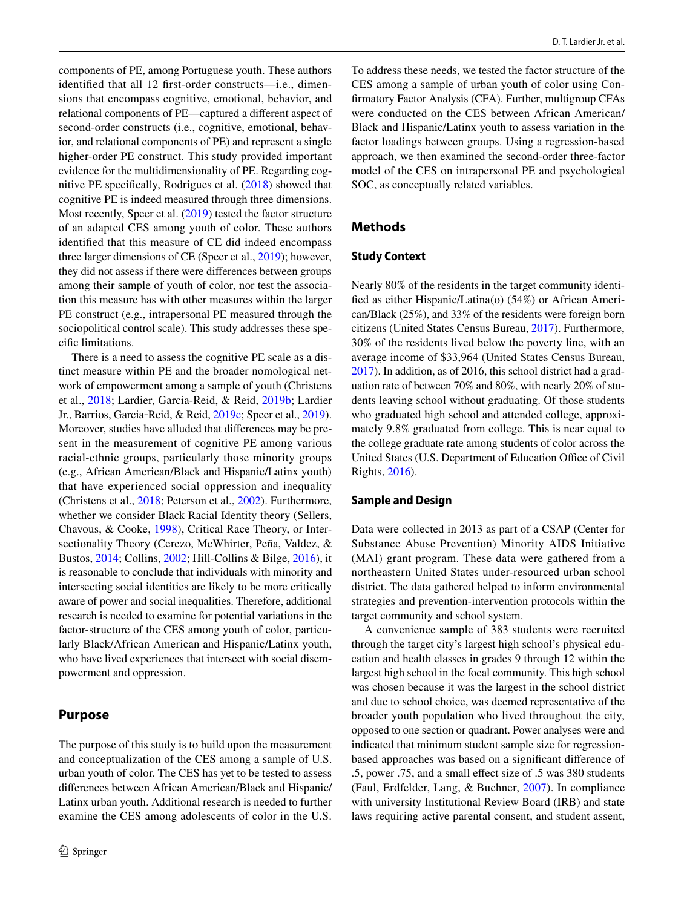components of PE, among Portuguese youth. These authors identified that all 12 first-order constructs—i.e., dimensions that encompass cognitive, emotional, behavior, and relational components of PE—captured a different aspect of second-order constructs (i.e., cognitive, emotional, behavior, and relational components of PE) and represent a single higher-order PE construct. This study provided important evidence for the multidimensionality of PE. Regarding cognitive PE specifically, Rodrigues et al. (2018) showed that cognitive PE is indeed measured through three dimensions. Most recently, Speer et al. (2019) tested the factor structure of an adapted CES among youth of color. These authors identified that this measure of CE did indeed encompass three larger dimensions of CE (Speer et al., 2019); however, they did not assess if there were differences between groups among their sample of youth of color, nor test the association this measure has with other measures within the larger PE construct (e.g., intrapersonal PE measured through the sociopolitical control scale). This study addresses these specific limitations.

There is a need to assess the cognitive PE scale as a distinct measure within PE and the broader nomological network of empowerment among a sample of youth (Christens et al., 2018; Lardier, Garcia-Reid, & Reid, 2019b; Lardier Jr., Barrios, Garcia-Reid, & Reid, 2019c; Speer et al., 2019). Moreover, studies have alluded that differences may be present in the measurement of cognitive PE among various racial-ethnic groups, particularly those minority groups (e.g., African American/Black and Hispanic/Latinx youth) that have experienced social oppression and inequality (Christens et al., 2018; Peterson et al., 2002). Furthermore, whether we consider Black Racial Identity theory (Sellers, Chavous, & Cooke, 1998), Critical Race Theory, or Intersectionality Theory (Cerezo, McWhirter, Peña, Valdez, & Bustos, 2014; Collins, 2002; Hill-Collins & Bilge, 2016), it is reasonable to conclude that individuals with minority and intersecting social identities are likely to be more critically aware of power and social inequalities. Therefore, additional research is needed to examine for potential variations in the factor-structure of the CES among youth of color, particularly Black/African American and Hispanic/Latinx youth, who have lived experiences that intersect with social disempowerment and oppression.

## Purpose

The purpose of this study is to build upon the measurement and conceptualization of the CES among a sample of U.S. urban youth of color. The CES has yet to be tested to assess differences between African American/Black and Hispanic/Latinx urban youth. Additional research is needed to further examine the CES among adolescents of color in the U.S. To address these needs, we tested the factor structure of the CES among a sample of urban youth of color using Confirmatory Factor Analysis (CFA). Further, multigroup CFAs were conducted on the CES between African American/Black and Hispanic/Latinx youth to assess variation in the factor loadings between groups. Using a regression-based approach, we then examined the second-order three-factor model of the CES on intrapersonal PE and psychological SOC, as conceptually related variables.

## Methods

### Study Context

Nearly 80% of the residents in the target community identified as either Hispanic/Latina(o) (54%) or African American/Black (25%), and 33% of the residents were foreign born citizens (United States Census Bureau, 2017). Furthermore, 30% of the residents lived below the poverty line, with an average income of $33,964 (United States Census Bureau, 2017). In addition, as of 2016, this school district had a graduation rate of between 70% and 80%, with nearly 20% of students leaving school without graduating. Of those students who graduated high school and attended college, approximately 9.8% graduated from college. This is near equal to the college graduate rate among students of color across the United States (U.S. Department of Education Office of Civil Rights, 2016).

### Sample and Design

Data were collected in 2013 as part of a CSAP (Center for Substance Abuse Prevention) Minority AIDS Initiative (MAI) grant program. These data were gathered from a northeastern United States under-resourced urban school district. The data gathered helped to inform environmental strategies and prevention-intervention protocols within the target community and school system.

A convenience sample of 383 students were recruited through the target city's largest high school's physical education and health classes in grades 9 through 12 within the largest high school in the focal community. This high school was chosen because it was the largest in the school district and due to school choice, was deemed representative of the broader youth population who lived throughout the city, opposed to one section or quadrant. Power analyses were and indicated that minimum student sample size for regression-based approaches was based on a significant difference of .5, power .75, and a small effect size of .5 was 380 students (Faul, Erdfelder, Lang, & Buchner, 2007). In compliance with university Institutional Review Board (IRB) and state laws requiring active parental consent, and student assent,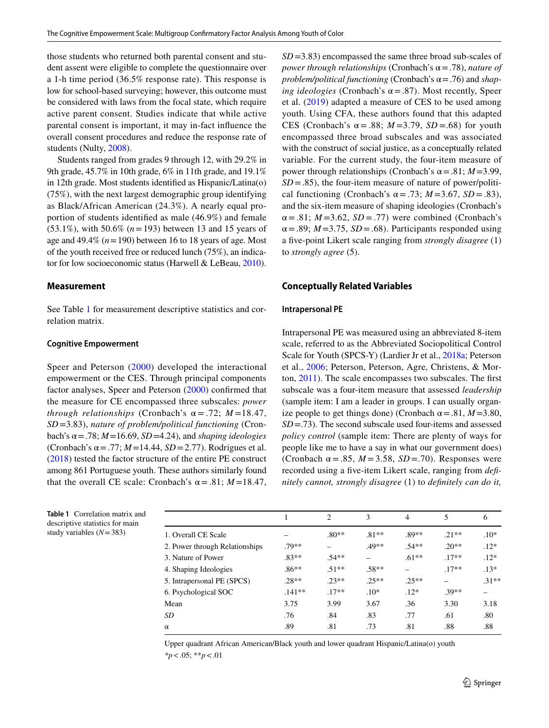those students who returned both parental consent and student assent were eligible to complete the questionnaire over a 1-h time period (36.5% response rate). This response is low for school-based surveying; however, this outcome must be considered with laws from the focal state, which require active parent consent. Studies indicate that while active parental consent is important, it may in-fact influence the overall consent procedures and reduce the response rate of students (Nulty, 2008).

Students ranged from grades 9 through 12, with 29.2% in 9th grade, 45.7% in 10th grade, 6% in 11th grade, and 19.1% in 12th grade. Most students identified as Hispanic/Latina(o) (75%), with the next largest demographic group identifying as Black/African American (24.3%). A nearly equal proportion of students identified as male (46.9%) and female (53.1%), with 50.6% ($n$ = 193) between 13 and 15 years of age and 49.4% ($n$ = 190) between 16 to 18 years of age. Most of the youth received free or reduced lunch (75%), an indicator for low socioeconomic status (Harwell & LeBeau, 2010).

## Measurement

See Table 1 for measurement descriptive statistics and correlation matrix.

### Cognitive Empowerment

Speer and Peterson (2000) developed the interactional empowerment or the CES. Through principal components factor analyses, Speer and Peterson (2000) confirmed that the measure for CE encompassed three subscales: *power through relationships* (Cronbach's α = .72; $M$ = 18.47, $SD$ = 3.83), *nature of problem/political functioning* (Cronbach's α = .78; $M$ = 16.69, $SD$ = 4.24), and *shaping ideologies* (Cronbach's α = .77; $M$ = 14.44, $SD$ = 2.77). Rodrigues et al. (2018) tested the factor structure of the entire PE construct among 861 Portuguese youth. These authors similarly found that the overall CE scale: Cronbach's α = .81; $M$ = 18.47, $SD$ = 3.83) encompassed the same three broad sub-scales of *power through relationships* (Cronbach's α = .78), *nature of problem/political functioning* (Cronbach's α = .76) and *shaping ideologies* (Cronbach's α = .87). Most recently, Speer et al. (2019) adapted a measure of CES to be used among youth. Using CFA, these authors found that this adapted CES (Cronbach's α = .88; $M$ = 3.79, $SD$ = .68) for youth encompassed three broad subscales and was associated with the construct of social justice, as a conceptually related variable. For the current study, the four-item measure of power through relationships (Cronbach's α = .81; $M$ = 3.99, $SD$ = .85), the four-item measure of nature of power/political functioning (Cronbach's α = .73; $M$ = 3.67, $SD$ = .83), and the six-item measure of shaping ideologies (Cronbach's α = .81; $M$ = 3.62, $SD$ = .77) were combined (Cronbach's α = .89; $M$ = 3.75, $SD$ = .68). Participants responded using a five-point Likert scale ranging from *strongly disagree* (1) to *strongly agree* (5).

## Conceptually Related Variables

### Intrapersonal PE

Intrapersonal PE was measured using an abbreviated 8-item scale, referred to as the Abbreviated Sociopolitical Control Scale for Youth (SPCS-Y) (Lardier Jr et al., 2018a; Peterson et al., 2006; Peterson, Peterson, Agre, Christens, & Morton, 2011). The scale encompasses two subscales. The first subscale was a four-item measure that assessed *leadership* (sample item: I am a leader in groups. I can usually organize people to get things done) (Cronbach α = .81, $M$ = 3.80, $SD$ = .73). The second subscale used four-items and assessed *policy control* (sample item: There are plenty of ways for people like me to have a say in what our government does) (Cronbach α = .85, $M$ = 3.58, $SD$ = .70). Responses were recorded using a five-item Likert scale, ranging from *definitely cannot, strongly disagree* (1) to *definitely can do it,*

**Table 1** Correlation matrix and descriptive statistics for main study variables ($N$ = 383)

| | 1 | 2 | 3 | 4 | 5 | 6 |
|---|---|---|---|---|---|---|
| 1. Overall CE Scale | – | .80** | .81** | .89** | .21** | .10* |
| 2. Power through Relationships | .79** | – | .49** | .54** | .20** | .12* |
| 3. Nature of Power | .83** | .54** | – | .61** | .17** | .12* |
| 4. Shaping Ideologies | .86** | .51** | .58** | – | .17** | .13* |
| 5. Intrapersonal PE (SPCS) | .28** | .23** | .25** | .25** | – | .31** |
| 6. Psychological SOC | .141** | .17** | .10* | .12* | .39** | – |
| Mean | 3.75 | 3.99 | 3.67 | .36 | 3.30 | 3.18 |
| *SD* | .76 | .84 | .83 | .77 | .61 | .80 |
| α | .89 | .81 | .73 | .81 | .88 | .88 |

Upper quadrant African American/Black youth and lower quadrant Hispanic/Latina(o) youth

*$p$ < .05; **$p$ < .01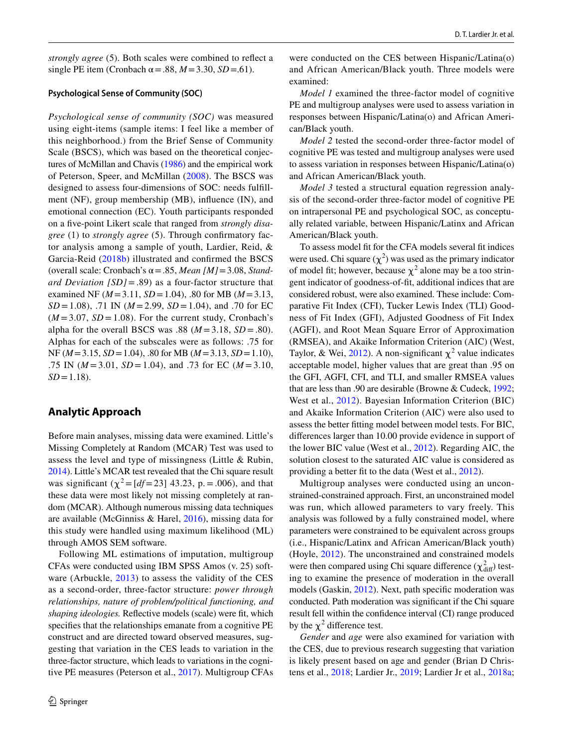*strongly agree* (5). Both scales were combined to reflect a single PE item (Cronbach α = .88, *M* = 3.30, *SD* = .61).

#### Psychological Sense of Community (SOC)

*Psychological sense of community (SOC)* was measured using eight-items (sample items: I feel like a member of this neighborhood.) from the Brief Sense of Community Scale (BSCS), which was based on the theoretical conjectures of McMillan and Chavis (1986) and the empirical work of Peterson, Speer, and McMillan (2008). The BSCS was designed to assess four-dimensions of SOC: needs fulfillment (NF), group membership (MB), influence (IN), and emotional connection (EC). Youth participants responded on a five-point Likert scale that ranged from *strongly disagree* (1) to *strongly agree* (5). Through confirmatory factor analysis among a sample of youth, Lardier, Reid, & Garcia-Reid (2018b) illustrated and confirmed the BSCS (overall scale: Cronbach's α = .85, *Mean [M]* = 3.08, *Standard Deviation [SD]* = .89) as a four-factor structure that examined NF (*M* = 3.11, *SD* = 1.04), .80 for MB (*M* = 3.13, *SD* = 1.08), .71 IN (*M* = 2.99, *SD* = 1.04), and .70 for EC (*M* = 3.07, *SD* = 1.08). For the current study, Cronbach's alpha for the overall BSCS was .88 (*M* = 3.18, *SD* = .80). Alphas for each of the subscales were as follows: .75 for NF (*M* = 3.15, *SD* = 1.04), .80 for MB (*M* = 3.13, *SD* = 1.10), .75 IN (*M* = 3.01, *SD* = 1.04), and .73 for EC (*M* = 3.10, *SD* = 1.18).

## Analytic Approach

Before main analyses, missing data were examined. Little's Missing Completely at Random (MCAR) Test was used to assess the level and type of missingness (Little & Rubin, 2014). Little's MCAR test revealed that the Chi square result was significant ($\chi^2$ = [*df* = 23] 43.23, p. = .006), and that these data were most likely not missing completely at random (MCAR). Although numerous missing data techniques are available (McGinniss & Harel, 2016), missing data for this study were handled using maximum likelihood (ML) through AMOS SEM software.

Following ML estimations of imputation, multigroup CFAs were conducted using IBM SPSS Amos (v. 25) software (Arbuckle, 2013) to assess the validity of the CES as a second-order, three-factor structure: *power through relationships, nature of problem/political functioning, and shaping ideologies.* Reflective models (scale) were fit, which specifies that the relationships emanate from a cognitive PE construct and are directed toward observed measures, suggesting that variation in the CES leads to variation in the three-factor structure, which leads to variations in the cognitive PE measures (Peterson et al., 2017). Multigroup CFAs were conducted on the CES between Hispanic/Latina(o) and African American/Black youth. Three models were examined:

*Model 1* examined the three-factor model of cognitive PE and multigroup analyses were used to assess variation in responses between Hispanic/Latina(o) and African American/Black youth.

*Model 2* tested the second-order three-factor model of cognitive PE was tested and multigroup analyses were used to assess variation in responses between Hispanic/Latina(o) and African American/Black youth.

*Model 3* tested a structural equation regression analysis of the second-order three-factor model of cognitive PE on intrapersonal PE and psychological SOC, as conceptually related variable, between Hispanic/Latinx and African American/Black youth.

To assess model fit for the CFA models several fit indices were used. Chi square ($\chi^2$) was used as the primary indicator of model fit; however, because $\chi^2$ alone may be a too stringent indicator of goodness-of-fit, additional indices that are considered robust, were also examined. These include: Comparative Fit Index (CFI), Tucker Lewis Index (TLI) Goodness of Fit Index (GFI), Adjusted Goodness of Fit Index (AGFI), and Root Mean Square Error of Approximation (RMSEA), and Akaike Information Criterion (AIC) (West, Taylor, & Wei, 2012). A non-significant $\chi^2$ value indicates acceptable model, higher values that are great than .95 on the GFI, AGFI, CFI, and TLI, and smaller RMSEA values that are less than .90 are desirable (Browne & Cudeck, 1992; West et al., 2012). Bayesian Information Criterion (BIC) and Akaike Information Criterion (AIC) were also used to assess the better fitting model between model tests. For BIC, differences larger than 10.00 provide evidence in support of the lower BIC value (West et al., 2012). Regarding AIC, the solution closest to the saturated AIC value is considered as providing a better fit to the data (West et al., 2012).

Multigroup analyses were conducted using an unconstrained-constrained approach. First, an unconstrained model was run, which allowed parameters to vary freely. This analysis was followed by a fully constrained model, where parameters were constrained to be equivalent across groups (i.e., Hispanic/Latinx and African American/Black youth) (Hoyle, 2012). The unconstrained and constrained models were then compared using Chi square difference ($\chi^2_{\text{diff}}$) testing to examine the presence of moderation in the overall models (Gaskin, 2012). Next, path specific moderation was conducted. Path moderation was significant if the Chi square result fell within the confidence interval (CI) range produced by the $\chi^2$ difference test.

*Gender* and *age* were also examined for variation with the CES, due to previous research suggesting that variation is likely present based on age and gender (Brian D Christens et al., 2018; Lardier Jr., 2019; Lardier Jr et al., 2018a;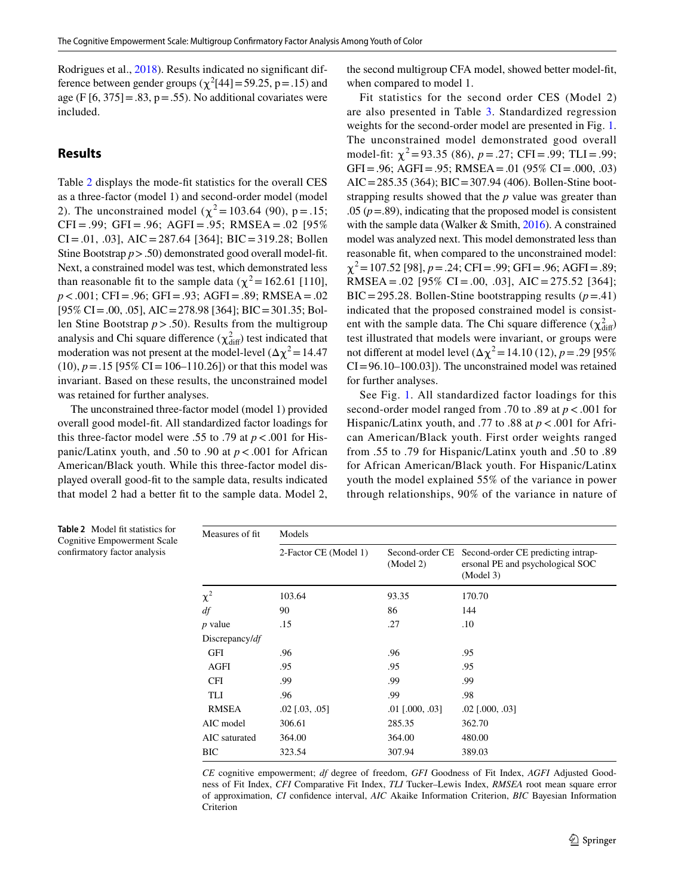Rodrigues et al., 2018). Results indicated no significant difference between gender groups ($\chi^2$[44] = 59.25, p = .15) and age (F [6, 375] = .83, p = .55). No additional covariates were included.

## Results

Table 2 displays the mode-fit statistics for the overall CES as a three-factor (model 1) and second-order model (model 2). The unconstrained model ($\chi^2$ = 103.64 (90), p = .15; CFI = .99; GFI = .96; AGFI = .95; RMSEA = .02 [95% CI = .01, .03], AIC = 287.64 [364]; BIC = 319.28; Bollen Stine Bootstrap $p > .50$) demonstrated good overall model-fit. Next, a constrained model was test, which demonstrated less than reasonable fit to the sample data ($\chi^2$ = 162.61 [110], $p < .001$; CFI = .96; GFI = .93; AGFI = .89; RMSEA = .02 [95% CI = .00, .05], AIC = 278.98 [364]; BIC = 301.35; Bollen Stine Bootstrap $p > .50$). Results from the multigroup analysis and Chi square difference ($\chi^2_{\text{diff}}$) test indicated that moderation was not present at the model-level ($\Delta\chi^2$ = 14.47 (10), $p = .15$ [95% CI = 106–110.26]) or that this model was invariant. Based on these results, the unconstrained model was retained for further analyses.

The unconstrained three-factor model (model 1) provided overall good model-fit. All standardized factor loadings for this three-factor model were .55 to .79 at $p < .001$ for Hispanic/Latinx youth, and .50 to .90 at $p < .001$ for African American/Black youth. While this three-factor model displayed overall good-fit to the sample data, results indicated that model 2 had a better fit to the sample data. Model 2, the second multigroup CFA model, showed better model-fit, when compared to model 1.

Fit statistics for the second order CES (Model 2) are also presented in Table 3. Standardized regression weights for the second-order model are presented in Fig. 1. The unconstrained model demonstrated good overall model-fit: $\chi^2$ = 93.35 (86), $p = .27$; CFI = .99; TLI = .99; GFI = .96; AGFI = .95; RMSEA = .01 (95% CI = .000, .03) AIC = 285.35 (364); BIC = 307.94 (406). Bollen-Stine bootstrapping results showed that the $p$ value was greater than .05 ($p$ = .89), indicating that the proposed model is consistent with the sample data (Walker & Smith, 2016). A constrained model was analyzed next. This model demonstrated less than reasonable fit, when compared to the unconstrained model: $\chi^2$ = 107.52 [98], $p = .24$; CFI = .99; GFI = .96; AGFI = .89; RMSEA = .02 [95% CI = .00, .03], AIC = 275.52 [364]; BIC = 295.28. Bollen-Stine bootstrapping results ($p$ = .41) indicated that the proposed constrained model is consistent with the sample data. The Chi square difference ($\chi^2_{\text{diff}}$) test illustrated that models were invariant, or groups were not different at model level ($\Delta\chi^2$ = 14.10 (12), $p = .29$ [95% CI = 96.10–100.03]). The unconstrained model was retained for further analyses.

See Fig. 1. All standardized factor loadings for this second-order model ranged from .70 to .89 at $p < .001$ for Hispanic/Latinx youth, and .77 to .88 at $p < .001$ for African American/Black youth. First order weights ranged from .55 to .79 for Hispanic/Latinx youth and .50 to .89 for African American/Black youth. For Hispanic/Latinx youth the model explained 55% of the variance in power through relationships, 90% of the variance in nature of

**Table 2** Model fit statistics for Cognitive Empowerment Scale confirmatory factor analysis

| Measures of fit | Models | | |
|---|---|---|---|
| | 2-Factor CE (Model 1) | Second-order CE (Model 2) | Second-order CE predicting intrapersonal PE and psychological SOC (Model 3) |
| $\chi^2$ | 103.64 | 93.35 | 170.70 |
| *df* | 90 | 86 | 144 |
| *p* value | .15 | .27 | .10 |
| Discrepancy/*df* | | | |
| GFI | .96 | .96 | .95 |
| AGFI | .95 | .95 | .95 |
| CFI | .99 | .99 | .99 |
| TLI | .96 | .99 | .98 |
| RMSEA | .02 [.03, .05] | .01 [.000, .03] | .02 [.000, .03] |
| AIC model | 306.61 | 285.35 | 362.70 |
| AIC saturated | 364.00 | 364.00 | 480.00 |
| BIC | 323.54 | 307.94 | 389.03 |

*CE* cognitive empowerment; *df* degree of freedom, *GFI* Goodness of Fit Index, *AGFI* Adjusted Goodness of Fit Index, *CFI* Comparative Fit Index, *TLI* Tucker–Lewis Index, *RMSEA* root mean square error of approximation, *CI* confidence interval, *AIC* Akaike Information Criterion, *BIC* Bayesian Information Criterion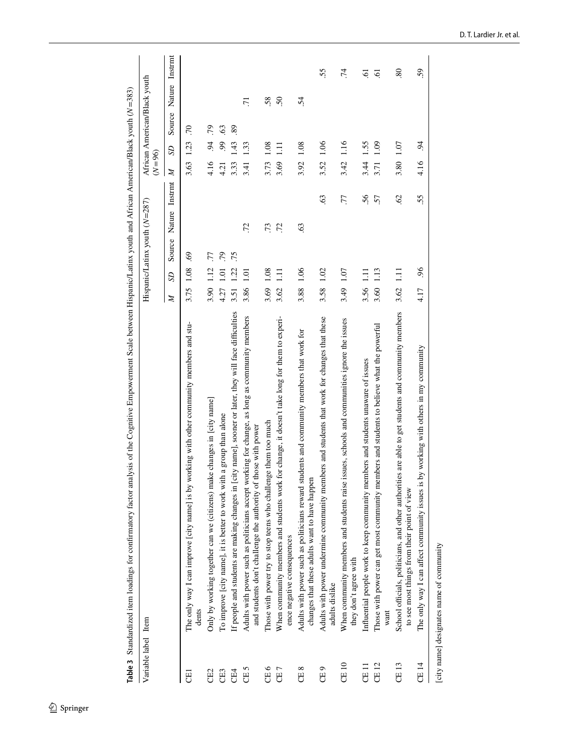**Table 3** Standardized item loadings for confirmatory factor analysis of the Cognitive Empowerment Scale between Hispanic/Latinx youth and African American/Black youth (*N* = 383)

| Variable label | Item | Hispanic/Latinx youth (*N* = 287) | | | | | African American/Black youth (*N* = 96) | | | | |
|---|---|---|---|---|---|---|---|---|---|---|---|
| | | *M* | *SD* | Source | Nature | Instrmt | *M* | *SD* | Source | Nature | Instrmt |
| CE1 | The only way I can improve [city name] is by working with other community members and students | 3.75 | 1.08 | .69 | | | 3.63 | 1.23 | .70 | | |
| CE2 | Only by working together can we (citizens) make changes in [city name] | 3.90 | 1.12 | .77 | | | 4.16 | .94 | .79 | | |
| CE3 | To improve [city name], it is better to work with a group than alone | 4.27 | 1.01 | .79 | | | 4.21 | .99 | .63 | | |
| CE4 | If people and students are making changes in [city name], sooner or later, they will face difficulties | 3.51 | 1.22 | .75 | | | 3.33 | 1.43 | .89 | | |
| CE 5 | Adults with power such as politicians accept working for change, as long as community members and students don't challenge the authority of those with power | 3.86 | 1.01 | | .72 | | 3.41 | 1.33 | | .71 | |
| CE 6 | Those with power try to stop teens who challenge them too much | 3.69 | 1.08 | | .73 | | 3.73 | 1.08 | | .58 | |
| CE 7 | When community members and students work for change, it doesn't take long for them to experience negative consequences | 3.62 | 1.11 | | .72 | | 3.69 | 1.11 | | .50 | |
| CE 8 | Adults with power such as politicians reward students and community members that work for changes that these adults want to have happen | 3.88 | 1.06 | | .63 | | 3.92 | 1.08 | | .54 | |
| CE 9 | Adults with power undermine community members and students that work for changes that these adults dislike | 3.58 | 1.02 | | | .63 | 3.52 | 1.06 | | | .55 |
| CE 10 | When community members and students raise issues, schools and communities ignore the issues they don't agree with | 3.49 | 1.07 | | | .77 | 3.42 | 1.16 | | | .74 |
| CE 11 | Influential people work to keep community members and students unaware of issues | 3.56 | 1.11 | | | .56 | 3.44 | 1.55 | | | .61 |
| CE 12 | Those with power can get most community members and students to believe what the powerful want | 3.60 | 1.13 | | | .57 | 3.71 | 1.09 | | | .61 |
| CE 13 | School officials, politicians, and other authorities are able to get students and community members to see most things from their point of view | 3.62 | 1.11 | | | .62 | 3.80 | 1.07 | | | .80 |
| CE 14 | The only way I can affect community issues is by working with others in my community | 4.17 | .96 | | | .55 | 4.16 | .94 | | | .59 |

[city name] designates name of community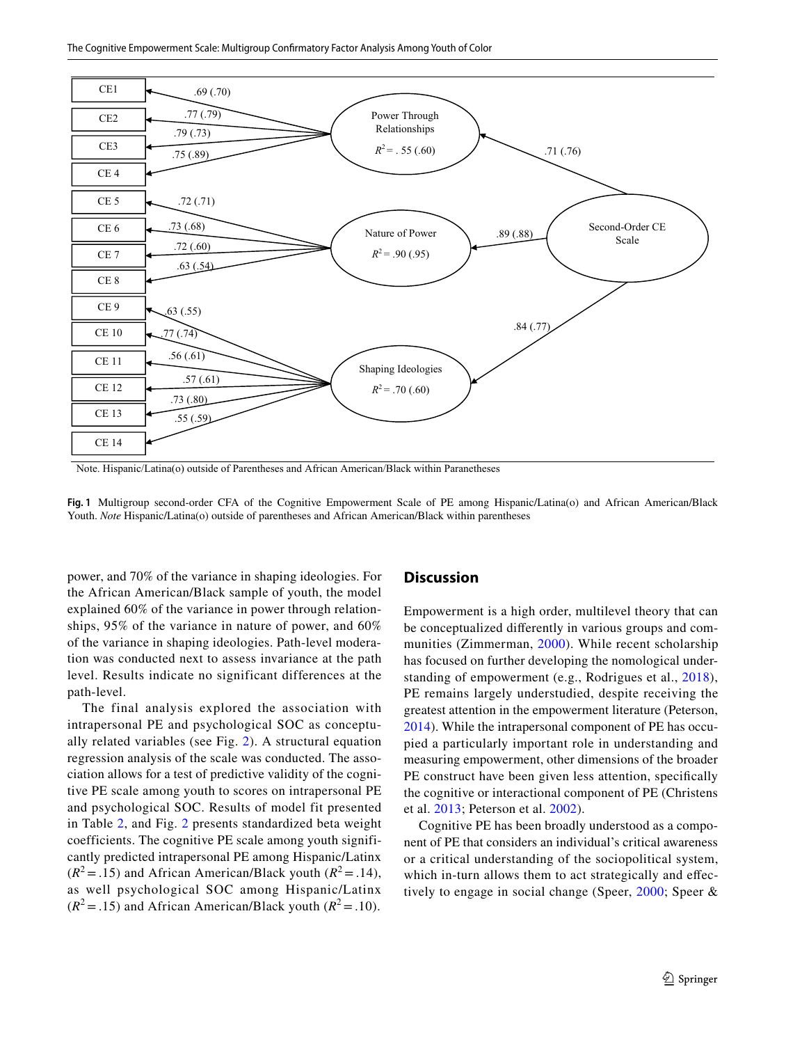Note. Hispanic/Latina(o) outside of Parentheses and African American/Black within Paranetheses

**Fig. 1** Multigroup second-order CFA of the Cognitive Empowerment Scale of PE among Hispanic/Latina(o) and African American/Black Youth. *Note* Hispanic/Latina(o) outside of parentheses and African American/Black within parentheses

power, and 70% of the variance in shaping ideologies. For the African American/Black sample of youth, the model explained 60% of the variance in power through relationships, 95% of the variance in nature of power, and 60% of the variance in shaping ideologies. Path-level moderation was conducted next to assess invariance at the path level. Results indicate no significant differences at the path-level.

The final analysis explored the association with intrapersonal PE and psychological SOC as conceptually related variables (see Fig. 2). A structural equation regression analysis of the scale was conducted. The association allows for a test of predictive validity of the cognitive PE scale among youth to scores on intrapersonal PE and psychological SOC. Results of model fit presented in Table 2, and Fig. 2 presents standardized beta weight coefficients. The cognitive PE scale among youth significantly predicted intrapersonal PE among Hispanic/Latinx ($R^2 = .15$) and African American/Black youth ($R^2 = .14$), as well psychological SOC among Hispanic/Latinx ($R^2 = .15$) and African American/Black youth ($R^2 = .10$).

## Discussion

Empowerment is a high order, multilevel theory that can be conceptualized differently in various groups and communities (Zimmerman, 2000). While recent scholarship has focused on further developing the nomological understanding of empowerment (e.g., Rodrigues et al., 2018), PE remains largely understudied, despite receiving the greatest attention in the empowerment literature (Peterson, 2014). While the intrapersonal component of PE has occupied a particularly important role in understanding and measuring empowerment, other dimensions of the broader PE construct have been given less attention, specifically the cognitive or interactional component of PE (Christens et al. 2013; Peterson et al. 2002).

Cognitive PE has been broadly understood as a component of PE that considers an individual's critical awareness or a critical understanding of the sociopolitical system, which in-turn allows them to act strategically and effectively to engage in social change (Speer, 2000; Speer &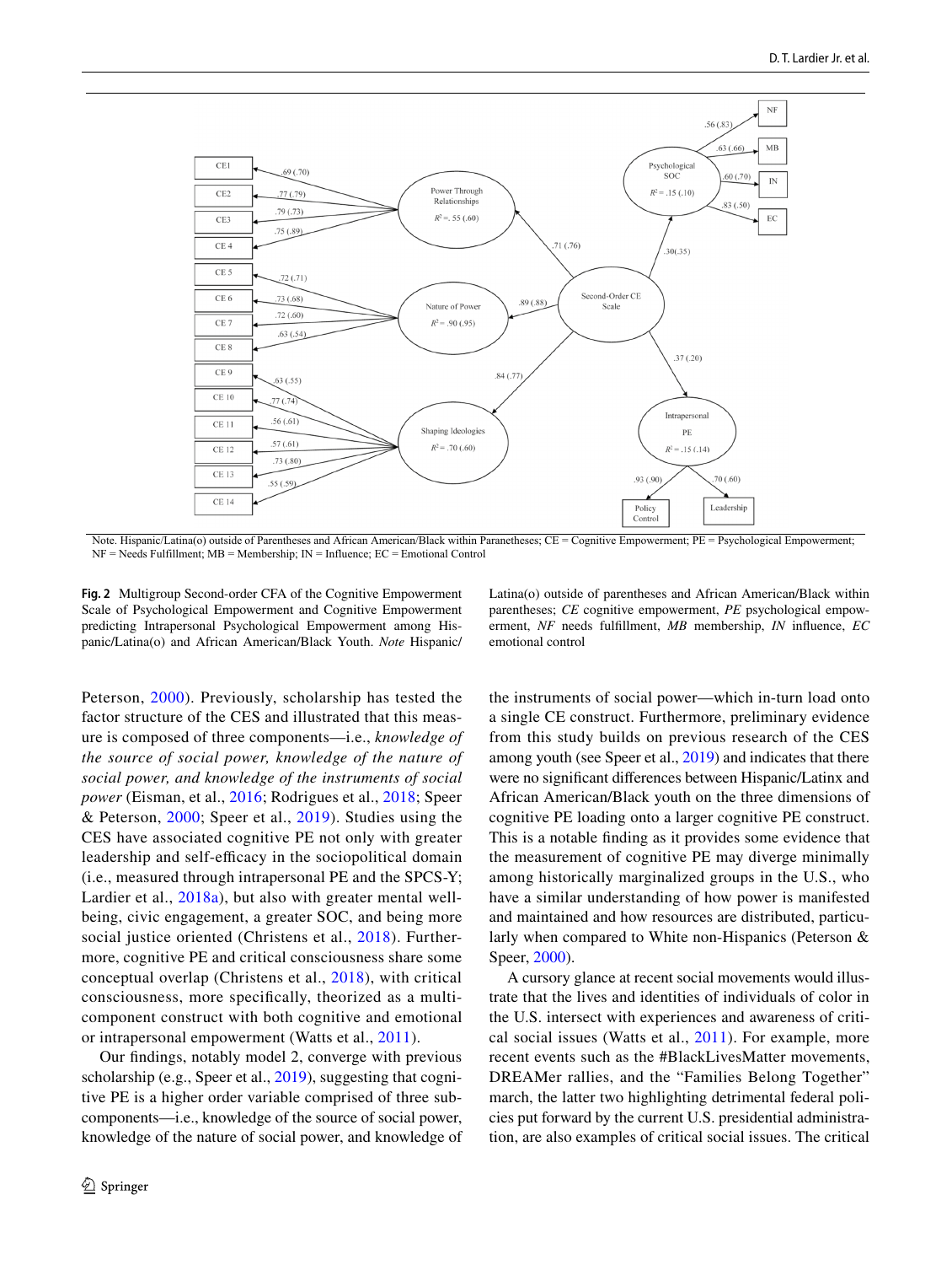Note. Hispanic/Latina(o) outside of Parentheses and African American/Black within Paranetheses; CE = Cognitive Empowerment; PE = Psychological Empowerment; NF = Needs Fulfillment; MB = Membership; IN = Influence; EC = Emotional Control

**Fig. 2** Multigroup Second-order CFA of the Cognitive Empowerment Scale of Psychological Empowerment and Cognitive Empowerment predicting Intrapersonal Psychological Empowerment among Hispanic/Latina(o) and African American/Black Youth. *Note* Hispanic/Latina(o) outside of parentheses and African American/Black within parentheses; *CE* cognitive empowerment, *PE* psychological empowerment, *NF* needs fulfillment, *MB* membership, *IN* influence, *EC* emotional control

Peterson, 2000). Previously, scholarship has tested the factor structure of the CES and illustrated that this measure is composed of three components—i.e., *knowledge of the source of social power, knowledge of the nature of social power, and knowledge of the instruments of social power* (Eisman, et al., 2016; Rodrigues et al., 2018; Speer & Peterson, 2000; Speer et al., 2019). Studies using the CES have associated cognitive PE not only with greater leadership and self-efficacy in the sociopolitical domain (i.e., measured through intrapersonal PE and the SPCS-Y; Lardier et al., 2018a), but also with greater mental well-being, civic engagement, a greater SOC, and being more social justice oriented (Christens et al., 2018). Furthermore, cognitive PE and critical consciousness share some conceptual overlap (Christens et al., 2018), with critical consciousness, more specifically, theorized as a multi-component construct with both cognitive and emotional or intrapersonal empowerment (Watts et al., 2011).

Our findings, notably model 2, converge with previous scholarship (e.g., Speer et al., 2019), suggesting that cognitive PE is a higher order variable comprised of three sub-components—i.e., knowledge of the source of social power, knowledge of the nature of social power, and knowledge of the instruments of social power—which in-turn load onto a single CE construct. Furthermore, preliminary evidence from this study builds on previous research of the CES among youth (see Speer et al., 2019) and indicates that there were no significant differences between Hispanic/Latinx and African American/Black youth on the three dimensions of cognitive PE loading onto a larger cognitive PE construct. This is a notable finding as it provides some evidence that the measurement of cognitive PE may diverge minimally among historically marginalized groups in the U.S., who have a similar understanding of how power is manifested and maintained and how resources are distributed, particularly when compared to White non-Hispanics (Peterson & Speer, 2000).

A cursory glance at recent social movements would illustrate that the lives and identities of individuals of color in the U.S. intersect with experiences and awareness of critical social issues (Watts et al., 2011). For example, more recent events such as the #BlackLivesMatter movements, DREAMer rallies, and the "Families Belong Together" march, the latter two highlighting detrimental federal policies put forward by the current U.S. presidential administration, are also examples of critical social issues. The critical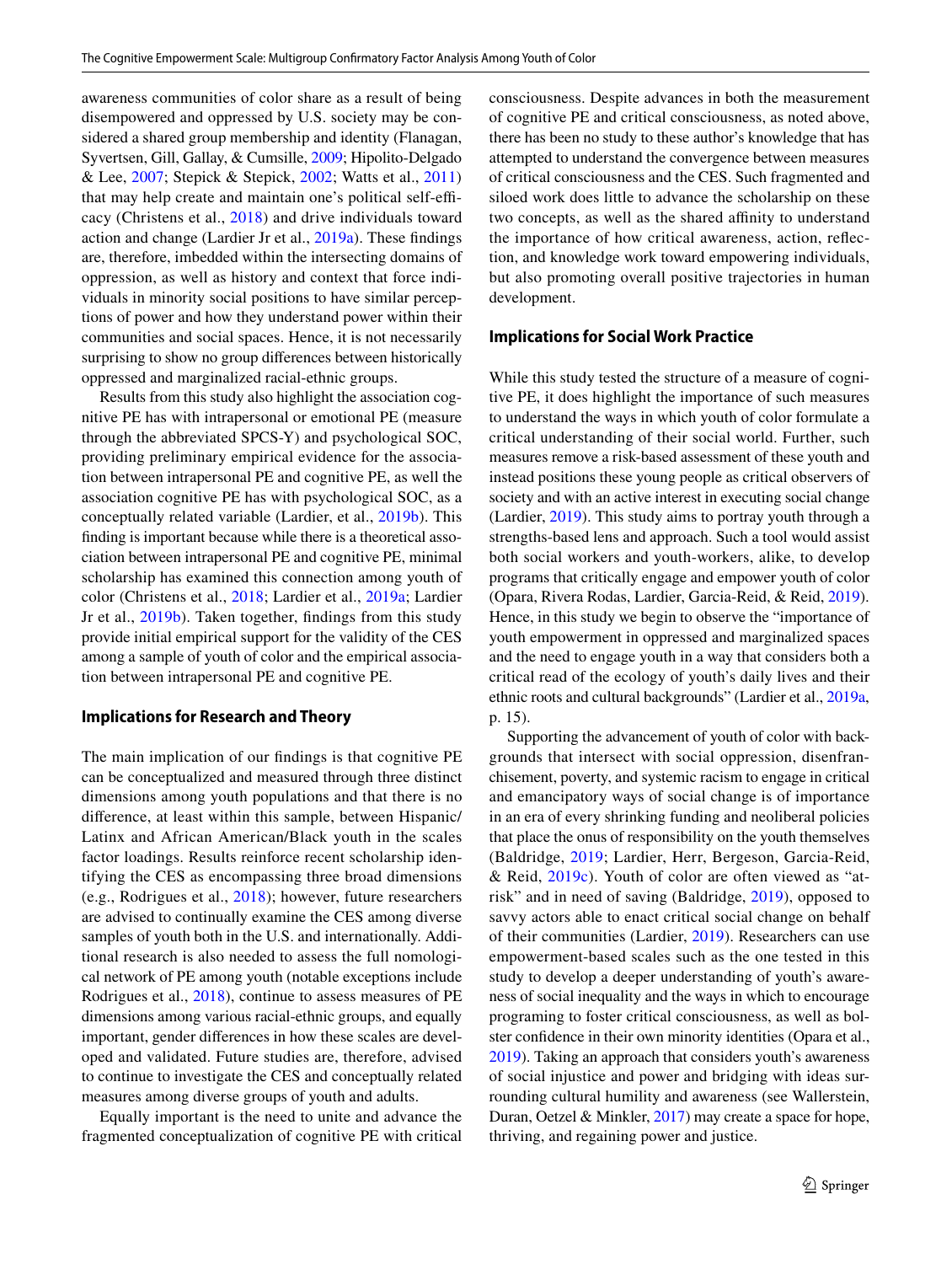awareness communities of color share as a result of being disempowered and oppressed by U.S. society may be considered a shared group membership and identity (Flanagan, Syvertsen, Gill, Gallay, & Cumsille, 2009; Hipolito-Delgado & Lee, 2007; Stepick & Stepick, 2002; Watts et al., 2011) that may help create and maintain one's political self-efficacy (Christens et al., 2018) and drive individuals toward action and change (Lardier Jr et al., 2019a). These findings are, therefore, imbedded within the intersecting domains of oppression, as well as history and context that force individuals in minority social positions to have similar perceptions of power and how they understand power within their communities and social spaces. Hence, it is not necessarily surprising to show no group differences between historically oppressed and marginalized racial-ethnic groups.

Results from this study also highlight the association cognitive PE has with intrapersonal or emotional PE (measure through the abbreviated SPCS-Y) and psychological SOC, providing preliminary empirical evidence for the association between intrapersonal PE and cognitive PE, as well the association cognitive PE has with psychological SOC, as a conceptually related variable (Lardier, et al., 2019b). This finding is important because while there is a theoretical association between intrapersonal PE and cognitive PE, minimal scholarship has examined this connection among youth of color (Christens et al., 2018; Lardier et al., 2019a; Lardier Jr et al., 2019b). Taken together, findings from this study provide initial empirical support for the validity of the CES among a sample of youth of color and the empirical association between intrapersonal PE and cognitive PE.

## Implications for Research and Theory

The main implication of our findings is that cognitive PE can be conceptualized and measured through three distinct dimensions among youth populations and that there is no difference, at least within this sample, between Hispanic/Latinx and African American/Black youth in the scales factor loadings. Results reinforce recent scholarship identifying the CES as encompassing three broad dimensions (e.g., Rodrigues et al., 2018); however, future researchers are advised to continually examine the CES among diverse samples of youth both in the U.S. and internationally. Additional research is also needed to assess the full nomological network of PE among youth (notable exceptions include Rodrigues et al., 2018), continue to assess measures of PE dimensions among various racial-ethnic groups, and equally important, gender differences in how these scales are developed and validated. Future studies are, therefore, advised to continue to investigate the CES and conceptually related measures among diverse groups of youth and adults.

Equally important is the need to unite and advance the fragmented conceptualization of cognitive PE with critical consciousness. Despite advances in both the measurement of cognitive PE and critical consciousness, as noted above, there has been no study to these author's knowledge that has attempted to understand the convergence between measures of critical consciousness and the CES. Such fragmented and siloed work does little to advance the scholarship on these two concepts, as well as the shared affinity to understand the importance of how critical awareness, action, reflection, and knowledge work toward empowering individuals, but also promoting overall positive trajectories in human development.

## Implications for Social Work Practice

While this study tested the structure of a measure of cognitive PE, it does highlight the importance of such measures to understand the ways in which youth of color formulate a critical understanding of their social world. Further, such measures remove a risk-based assessment of these youth and instead positions these young people as critical observers of society and with an active interest in executing social change (Lardier, 2019). This study aims to portray youth through a strengths-based lens and approach. Such a tool would assist both social workers and youth-workers, alike, to develop programs that critically engage and empower youth of color (Opara, Rivera Rodas, Lardier, Garcia-Reid, & Reid, 2019). Hence, in this study we begin to observe the "importance of youth empowerment in oppressed and marginalized spaces and the need to engage youth in a way that considers both a critical read of the ecology of youth's daily lives and their ethnic roots and cultural backgrounds" (Lardier et al., 2019a, p. 15).

Supporting the advancement of youth of color with backgrounds that intersect with social oppression, disenfranchisement, poverty, and systemic racism to engage in critical and emancipatory ways of social change is of importance in an era of every shrinking funding and neoliberal policies that place the onus of responsibility on the youth themselves (Baldridge, 2019; Lardier, Herr, Bergeson, Garcia-Reid, & Reid, 2019c). Youth of color are often viewed as "at-risk" and in need of saving (Baldridge, 2019), opposed to savvy actors able to enact critical social change on behalf of their communities (Lardier, 2019). Researchers can use empowerment-based scales such as the one tested in this study to develop a deeper understanding of youth's awareness of social inequality and the ways in which to encourage programing to foster critical consciousness, as well as bolster confidence in their own minority identities (Opara et al., 2019). Taking an approach that considers youth's awareness of social injustice and power and bridging with ideas surrounding cultural humility and awareness (see Wallerstein, Duran, Oetzel & Minkler, 2017) may create a space for hope, thriving, and regaining power and justice.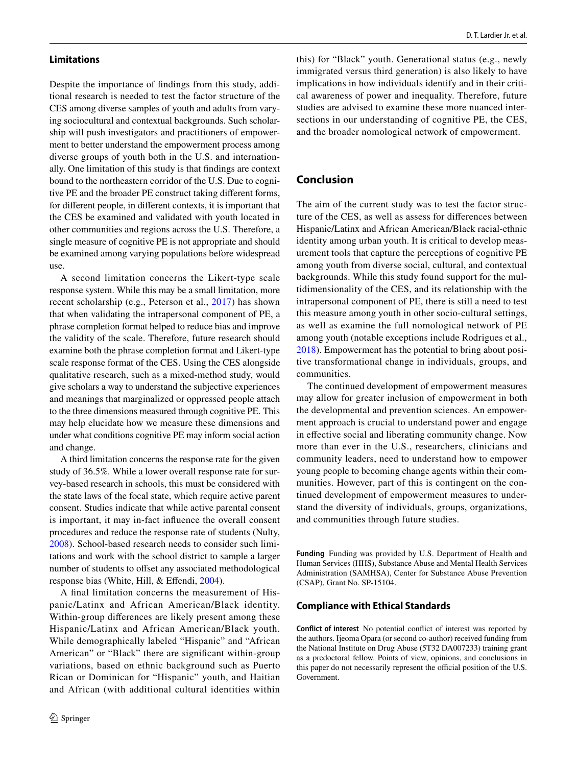## Limitations

Despite the importance of findings from this study, additional research is needed to test the factor structure of the CES among diverse samples of youth and adults from varying sociocultural and contextual backgrounds. Such scholarship will push investigators and practitioners of empowerment to better understand the empowerment process among diverse groups of youth both in the U.S. and internationally. One limitation of this study is that findings are context bound to the northeastern corridor of the U.S. Due to cognitive PE and the broader PE construct taking different forms, for different people, in different contexts, it is important that the CES be examined and validated with youth located in other communities and regions across the U.S. Therefore, a single measure of cognitive PE is not appropriate and should be examined among varying populations before widespread use.

A second limitation concerns the Likert-type scale response system. While this may be a small limitation, more recent scholarship (e.g., Peterson et al., 2017) has shown that when validating the intrapersonal component of PE, a phrase completion format helped to reduce bias and improve the validity of the scale. Therefore, future research should examine both the phrase completion format and Likert-type scale response format of the CES. Using the CES alongside qualitative research, such as a mixed-method study, would give scholars a way to understand the subjective experiences and meanings that marginalized or oppressed people attach to the three dimensions measured through cognitive PE. This may help elucidate how we measure these dimensions and under what conditions cognitive PE may inform social action and change.

A third limitation concerns the response rate for the given study of 36.5%. While a lower overall response rate for survey-based research in schools, this must be considered with the state laws of the focal state, which require active parent consent. Studies indicate that while active parental consent is important, it may in-fact influence the overall consent procedures and reduce the response rate of students (Nulty, 2008). School-based research needs to consider such limitations and work with the school district to sample a larger number of students to offset any associated methodological response bias (White, Hill, & Effendi, 2004).

A final limitation concerns the measurement of Hispanic/Latinx and African American/Black identity. Within-group differences are likely present among these Hispanic/Latinx and African American/Black youth. While demographically labeled "Hispanic" and "African American" or "Black" there are significant within-group variations, based on ethnic background such as Puerto Rican or Dominican for "Hispanic" youth, and Haitian and African (with additional cultural identities within this) for "Black" youth. Generational status (e.g., newly immigrated versus third generation) is also likely to have implications in how individuals identify and in their critical awareness of power and inequality. Therefore, future studies are advised to examine these more nuanced intersections in our understanding of cognitive PE, the CES, and the broader nomological network of empowerment.

## Conclusion

The aim of the current study was to test the factor structure of the CES, as well as assess for differences between Hispanic/Latinx and African American/Black racial-ethnic identity among urban youth. It is critical to develop measurement tools that capture the perceptions of cognitive PE among youth from diverse social, cultural, and contextual backgrounds. While this study found support for the multidimensionality of the CES, and its relationship with the intrapersonal component of PE, there is still a need to test this measure among youth in other socio-cultural settings, as well as examine the full nomological network of PE among youth (notable exceptions include Rodrigues et al., 2018). Empowerment has the potential to bring about positive transformational change in individuals, groups, and communities.

The continued development of empowerment measures may allow for greater inclusion of empowerment in both the developmental and prevention sciences. An empowerment approach is crucial to understand power and engage in effective social and liberating community change. Now more than ever in the U.S., researchers, clinicians and community leaders, need to understand how to empower young people to becoming change agents within their communities. However, part of this is contingent on the continued development of empowerment measures to understand the diversity of individuals, groups, organizations, and communities through future studies.

**Funding** Funding was provided by U.S. Department of Health and Human Services (HHS), Substance Abuse and Mental Health Services Administration (SAMHSA), Center for Substance Abuse Prevention (CSAP), Grant No. SP-15104.

### Compliance with Ethical Standards

**Conflict of interest** No potential conflict of interest was reported by the authors. Ijeoma Opara (or second co-author) received funding from the National Institute on Drug Abuse (5T32 DA007233) training grant as a predoctoral fellow. Points of view, opinions, and conclusions in this paper do not necessarily represent the official position of the U.S. Government.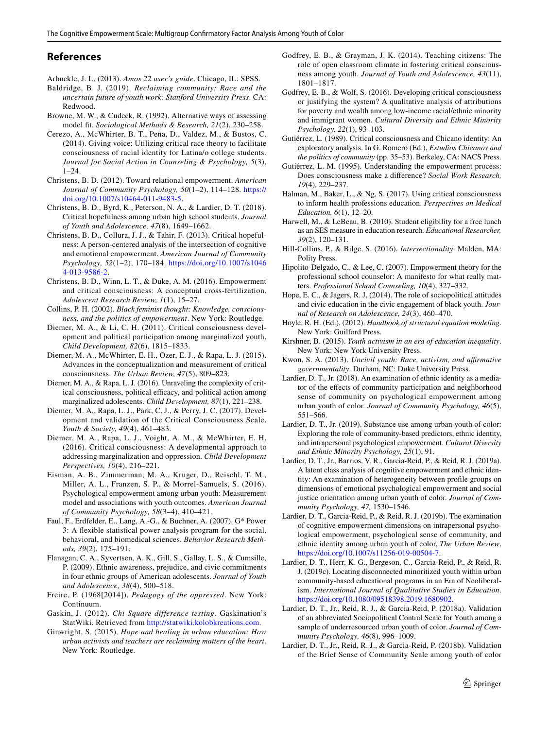## References

Arbuckle, J. L. (2013). *Amos 22 user's guide*. Chicago, IL: SPSS.

Baldridge, B. J. (2019). *Reclaiming community: Race and the uncertain future of youth work: Stanford University Press*. CA: Redwood.

Browne, M. W., & Cudeck, R. (1992). Alternative ways of assessing model fit. *Sociological Methods & Research, 21*(2), 230–258.

Cerezo, A., McWhirter, B. T., Peña, D., Valdez, M., & Bustos, C. (2014). Giving voice: Utilizing critical race theory to facilitate consciousness of racial identity for Latina/o college students. *Journal for Social Action in Counseling & Psychology, 5*(3), 1–24.

Christens, B. D. (2012). Toward relational empowerment. *American Journal of Community Psychology, 50*(1–2), 114–128. https://doi.org/10.1007/s10464-011-9483-5.

Christens, B. D., Byrd, K., Peterson, N. A., & Lardier, D. T. (2018). Critical hopefulness among urban high school students. *Journal of Youth and Adolescence, 47*(8), 1649–1662.

Christens, B. D., Collura, J. J., & Tahir, F. (2013). Critical hopefulness: A person-centered analysis of the intersection of cognitive and emotional empowerment. *American Journal of Community Psychology, 52*(1–2), 170–184. https://doi.org/10.1007/s10464-013-9586-2.

Christens, B. D., Winn, L. T., & Duke, A. M. (2016). Empowerment and critical consciousness: A conceptual cross-fertilization. *Adolescent Research Review, 1*(1), 15–27.

Collins, P. H. (2002). *Black feminist thought: Knowledge, consciousness, and the politics of empowerment*. New York: Routledge.

Diemer, M. A., & Li, C. H. (2011). Critical consciousness development and political participation among marginalized youth. *Child Development, 82*(6), 1815–1833.

Diemer, M. A., McWhirter, E. H., Ozer, E. J., & Rapa, L. J. (2015). Advances in the conceptualization and measurement of critical consciousness. *The Urban Review, 47*(5), 809–823.

Diemer, M. A., & Rapa, L. J. (2016). Unraveling the complexity of critical consciousness, political efficacy, and political action among marginalized adolescents. *Child Development, 87*(1), 221–238.

Diemer, M. A., Rapa, L. J., Park, C. J., & Perry, J. C. (2017). Development and validation of the Critical Consciousness Scale. *Youth & Society, 49*(4), 461–483.

Diemer, M. A., Rapa, L. J., Voight, A. M., & McWhirter, E. H. (2016). Critical consciousness: A developmental approach to addressing marginalization and oppression. *Child Development Perspectives, 10*(4), 216–221.

Eisman, A. B., Zimmerman, M. A., Kruger, D., Reischl, T. M., Miller, A. L., Franzen, S. P., & Morrel-Samuels, S. (2016). Psychological empowerment among urban youth: Measurement model and associations with youth outcomes. *American Journal of Community Psychology, 58*(3–4), 410–421.

Faul, F., Erdfelder, E., Lang, A.-G., & Buchner, A. (2007). G* Power 3: A flexible statistical power analysis program for the social, behavioral, and biomedical sciences. *Behavior Research Methods, 39*(2), 175–191.

Flanagan, C. A., Syvertsen, A. K., Gill, S., Gallay, L. S., & Cumsille, P. (2009). Ethnic awareness, prejudice, and civic commitments in four ethnic groups of American adolescents. *Journal of Youth and Adolescence, 38*(4), 500–518.

Freire, P. (1968[2014]). *Pedagogy of the oppressed*. New York: Continuum.

Gaskin, J. (2012). *Chi Square difference testing*. Gaskination's StatWiki. Retrieved from http://statwiki.kolobkreations.com.

Ginwright, S. (2015). *Hope and healing in urban education: How urban activists and teachers are reclaiming matters of the heart*. New York: Routledge.

Godfrey, E. B., & Grayman, J. K. (2014). Teaching citizens: The role of open classroom climate in fostering critical consciousness among youth. *Journal of Youth and Adolescence, 43*(11), 1801–1817.

Godfrey, E. B., & Wolf, S. (2016). Developing critical consciousness or justifying the system? A qualitative analysis of attributions for poverty and wealth among low-income racial/ethnic minority and immigrant women. *Cultural Diversity and Ethnic Minority Psychology, 22*(1), 93–103.

Gutiérrez, L. (1989). Critical consciousness and Chicano identity: An exploratory analysis. In G. Romero (Ed.), *Estudios Chicanos and the politics of community* (pp. 35–53). Berkeley, CA: NACS Press.

Gutiérrez, L. M. (1995). Understanding the empowerment process: Does consciousness make a difference? *Social Work Research, 19*(4), 229–237.

Halman, M., Baker, L., & Ng, S. (2017). Using critical consciousness to inform health professions education. *Perspectives on Medical Education, 6*(1), 12–20.

Harwell, M., & LeBeau, B. (2010). Student eligibility for a free lunch as an SES measure in education research. *Educational Researcher, 39*(2), 120–131.

Hill-Collins, P., & Bilge, S. (2016). *Intersectionality*. Malden, MA: Polity Press.

Hipolito-Delgado, C., & Lee, C. (2007). Empowerment theory for the professional school counselor: A manifesto for what really matters. *Professional School Counseling, 10*(4), 327–332.

Hope, E. C., & Jagers, R. J. (2014). The role of sociopolitical attitudes and civic education in the civic engagement of black youth. *Journal of Research on Adolescence, 24*(3), 460–470.

Hoyle, R. H. (Ed.). (2012). *Handbook of structural equation modeling*. New York: Guilford Press.

Kirshner, B. (2015). *Youth activism in an era of education inequality*. New York: New York University Press.

Kwon, S. A. (2013). *Uncivil youth: Race, activism, and affirmative governmentality*. Durham, NC: Duke University Press.

Lardier, D. T., Jr. (2018). An examination of ethnic identity as a mediator of the effects of community participation and neighborhood sense of community on psychological empowerment among urban youth of color. *Journal of Community Psychology, 46*(5), 551–566.

Lardier, D. T., Jr. (2019). Substance use among urban youth of color: Exploring the role of community-based predictors, ethnic identity, and intrapersonal psychological empowerment. *Cultural Diversity and Ethnic Minority Psychology, 25*(1), 91.

Lardier, D. T., Jr., Barrios, V. R., Garcia-Reid, P., & Reid, R. J. (2019a). A latent class analysis of cognitive empowerment and ethnic identity: An examination of heterogeneity between profile groups on dimensions of emotional psychological empowerment and social justice orientation among urban youth of color. *Journal of Community Psychology, 47,* 1530–1546.

Lardier, D. T., Garcia-Reid, P., & Reid, R. J. (2019b). The examination of cognitive empowerment dimensions on intrapersonal psychological empowerment, psychological sense of community, and ethnic identity among urban youth of color. *The Urban Review*. https://doi.org/10.1007/s11256-019-00504-7.

Lardier, D. T., Herr, K. G., Bergeson, C., Garcia-Reid, P., & Reid, R. J. (2019c). Locating disconnected minoritized youth within urban community-based educational programs in an Era of Neoliberalism. *International Journal of Qualitative Studies in Education*. https://doi.org/10.1080/09518398.2019.1680902.

Lardier, D. T., Jr., Reid, R. J., & Garcia-Reid, P. (2018a). Validation of an abbreviated Sociopolitical Control Scale for Youth among a sample of underresourced urban youth of color. *Journal of Community Psychology, 46*(8), 996–1009.

Lardier, D. T., Jr., Reid, R. J., & Garcia-Reid, P. (2018b). Validation of the Brief Sense of Community Scale among youth of color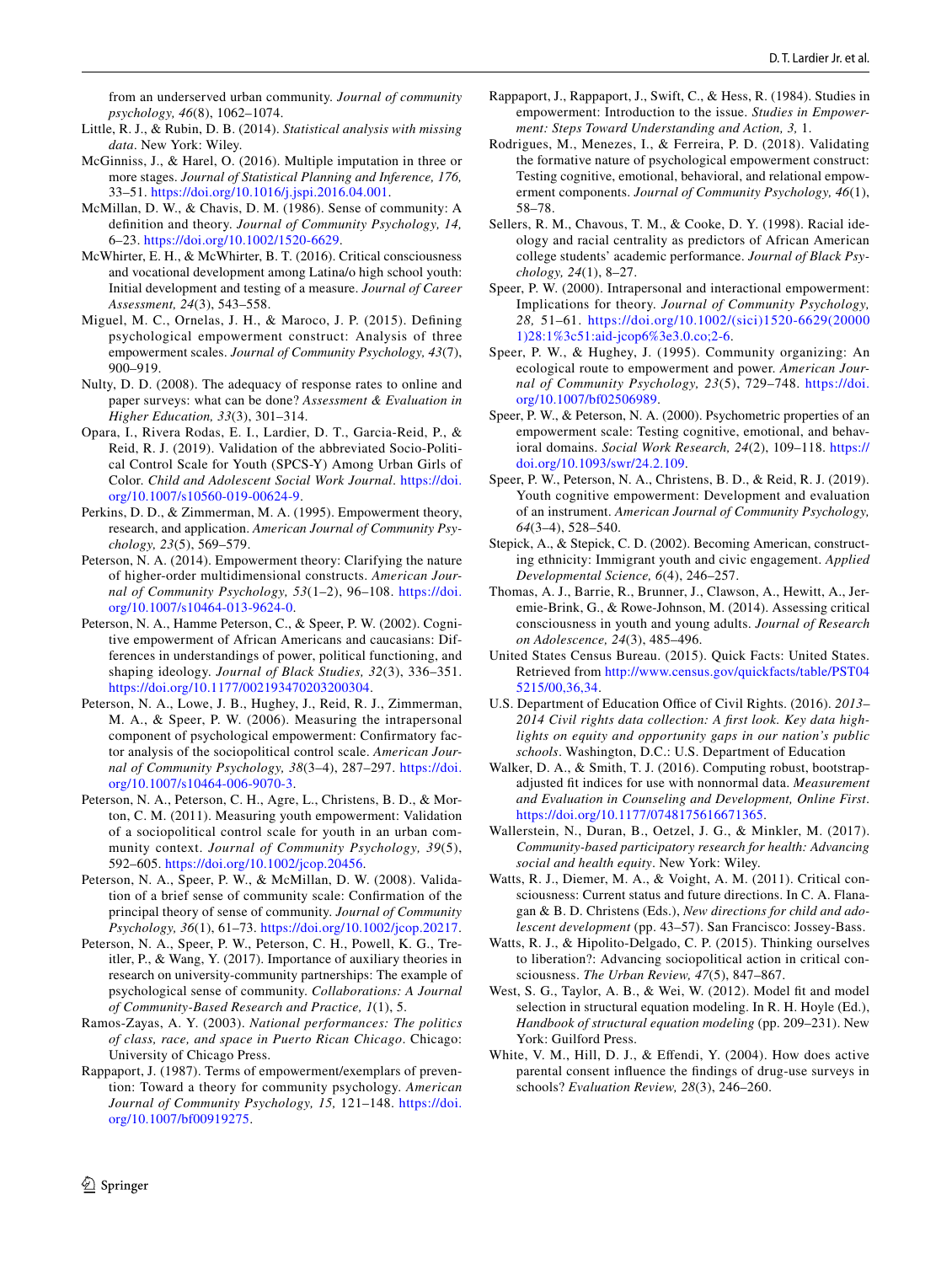from an underserved urban community. *Journal of community psychology, 46*(8), 1062–1074.

Little, R. J., & Rubin, D. B. (2014). *Statistical analysis with missing data*. New York: Wiley.

McGinniss, J., & Harel, O. (2016). Multiple imputation in three or more stages. *Journal of Statistical Planning and Inference, 176,* 33–51. https://doi.org/10.1016/j.jspi.2016.04.001.

McMillan, D. W., & Chavis, D. M. (1986). Sense of community: A definition and theory. *Journal of Community Psychology, 14,* 6–23. https://doi.org/10.1002/1520-6629.

McWhirter, E. H., & McWhirter, B. T. (2016). Critical consciousness and vocational development among Latina/o high school youth: Initial development and testing of a measure. *Journal of Career Assessment, 24*(3), 543–558.

Miguel, M. C., Ornelas, J. H., & Maroco, J. P. (2015). Defining psychological empowerment construct: Analysis of three empowerment scales. *Journal of Community Psychology, 43*(7), 900–919.

Nulty, D. D. (2008). The adequacy of response rates to online and paper surveys: what can be done? *Assessment & Evaluation in Higher Education, 33*(3), 301–314.

Opara, I., Rivera Rodas, E. I., Lardier, D. T., Garcia-Reid, P., & Reid, R. J. (2019). Validation of the abbreviated Socio-Political Control Scale for Youth (SPCS-Y) Among Urban Girls of Color. *Child and Adolescent Social Work Journal*. https://doi.org/10.1007/s10560-019-00624-9.

Perkins, D. D., & Zimmerman, M. A. (1995). Empowerment theory, research, and application. *American Journal of Community Psychology, 23*(5), 569–579.

Peterson, N. A. (2014). Empowerment theory: Clarifying the nature of higher-order multidimensional constructs. *American Journal of Community Psychology, 53*(1–2), 96–108. https://doi.org/10.1007/s10464-013-9624-0.

Peterson, N. A., Hamme Peterson, C., & Speer, P. W. (2002). Cognitive empowerment of African Americans and caucasians: Differences in understandings of power, political functioning, and shaping ideology. *Journal of Black Studies, 32*(3), 336–351. https://doi.org/10.1177/002193470203200304.

Peterson, N. A., Lowe, J. B., Hughey, J., Reid, R. J., Zimmerman, M. A., & Speer, P. W. (2006). Measuring the intrapersonal component of psychological empowerment: Confirmatory factor analysis of the sociopolitical control scale. *American Journal of Community Psychology, 38*(3–4), 287–297. https://doi.org/10.1007/s10464-006-9070-3.

Peterson, N. A., Peterson, C. H., Agre, L., Christens, B. D., & Morton, C. M. (2011). Measuring youth empowerment: Validation of a sociopolitical control scale for youth in an urban community context. *Journal of Community Psychology, 39*(5), 592–605. https://doi.org/10.1002/jcop.20456.

Peterson, N. A., Speer, P. W., & McMillan, D. W. (2008). Validation of a brief sense of community scale: Confirmation of the principal theory of sense of community. *Journal of Community Psychology, 36*(1), 61–73. https://doi.org/10.1002/jcop.20217.

Peterson, N. A., Speer, P. W., Peterson, C. H., Powell, K. G., Treitler, P., & Wang, Y. (2017). Importance of auxiliary theories in research on university-community partnerships: The example of psychological sense of community. *Collaborations: A Journal of Community-Based Research and Practice, 1*(1), 5.

Ramos-Zayas, A. Y. (2003). *National performances: The politics of class, race, and space in Puerto Rican Chicago*. Chicago: University of Chicago Press.

Rappaport, J. (1987). Terms of empowerment/exemplars of prevention: Toward a theory for community psychology. *American Journal of Community Psychology, 15,* 121–148. https://doi.org/10.1007/bf00919275.

Rappaport, J., Rappaport, J., Swift, C., & Hess, R. (1984). Studies in empowerment: Introduction to the issue. *Studies in Empowerment: Steps Toward Understanding and Action, 3,* 1.

Rodrigues, M., Menezes, I., & Ferreira, P. D. (2018). Validating the formative nature of psychological empowerment construct: Testing cognitive, emotional, behavioral, and relational empowerment components. *Journal of Community Psychology, 46*(1), 58–78.

Sellers, R. M., Chavous, T. M., & Cooke, D. Y. (1998). Racial ideology and racial centrality as predictors of African American college students' academic performance. *Journal of Black Psychology, 24*(1), 8–27.

Speer, P. W. (2000). Intrapersonal and interactional empowerment: Implications for theory. *Journal of Community Psychology, 28,* 51–61. https://doi.org/10.1002/(sici)1520-6629(200001)28:1%3c51:aid-jcop6%3e3.0.co;2-6.

Speer, P. W., & Hughey, J. (1995). Community organizing: An ecological route to empowerment and power. *American Journal of Community Psychology, 23*(5), 729–748. https://doi.org/10.1007/bf02506989.

Speer, P. W., & Peterson, N. A. (2000). Psychometric properties of an empowerment scale: Testing cognitive, emotional, and behavioral domains. *Social Work Research, 24*(2), 109–118. https://doi.org/10.1093/swr/24.2.109.

Speer, P. W., Peterson, N. A., Christens, B. D., & Reid, R. J. (2019). Youth cognitive empowerment: Development and evaluation of an instrument. *American Journal of Community Psychology, 64*(3–4), 528–540.

Stepick, A., & Stepick, C. D. (2002). Becoming American, constructing ethnicity: Immigrant youth and civic engagement. *Applied Developmental Science, 6*(4), 246–257.

Thomas, A. J., Barrie, R., Brunner, J., Clawson, A., Hewitt, A., Jeremie-Brink, G., & Rowe-Johnson, M. (2014). Assessing critical consciousness in youth and young adults. *Journal of Research on Adolescence, 24*(3), 485–496.

United States Census Bureau. (2015). Quick Facts: United States. Retrieved from http://www.census.gov/quickfacts/table/PST045215/00,36,34.

U.S. Department of Education Office of Civil Rights. (2016). *2013–2014 Civil rights data collection: A first look. Key data highlights on equity and opportunity gaps in our nation's public schools*. Washington, D.C.: U.S. Department of Education

Walker, D. A., & Smith, T. J. (2016). Computing robust, bootstrap-adjusted fit indices for use with nonnormal data. *Measurement and Evaluation in Counseling and Development, Online First*. https://doi.org/10.1177/0748175616671365.

Wallerstein, N., Duran, B., Oetzel, J. G., & Minkler, M. (2017). *Community-based participatory research for health: Advancing social and health equity*. New York: Wiley.

Watts, R. J., Diemer, M. A., & Voight, A. M. (2011). Critical consciousness: Current status and future directions. In C. A. Flanagan & B. D. Christens (Eds.), *New directions for child and adolescent development* (pp. 43–57). San Francisco: Jossey-Bass.

Watts, R. J., & Hipolito-Delgado, C. P. (2015). Thinking ourselves to liberation?: Advancing sociopolitical action in critical consciousness. *The Urban Review, 47*(5), 847–867.

West, S. G., Taylor, A. B., & Wei, W. (2012). Model fit and model selection in structural equation modeling. In R. H. Hoyle (Ed.), *Handbook of structural equation modeling* (pp. 209–231). New York: Guilford Press.

White, V. M., Hill, D. J., & Effendi, Y. (2004). How does active parental consent influence the findings of drug-use surveys in schools? *Evaluation Review, 28*(3), 246–260.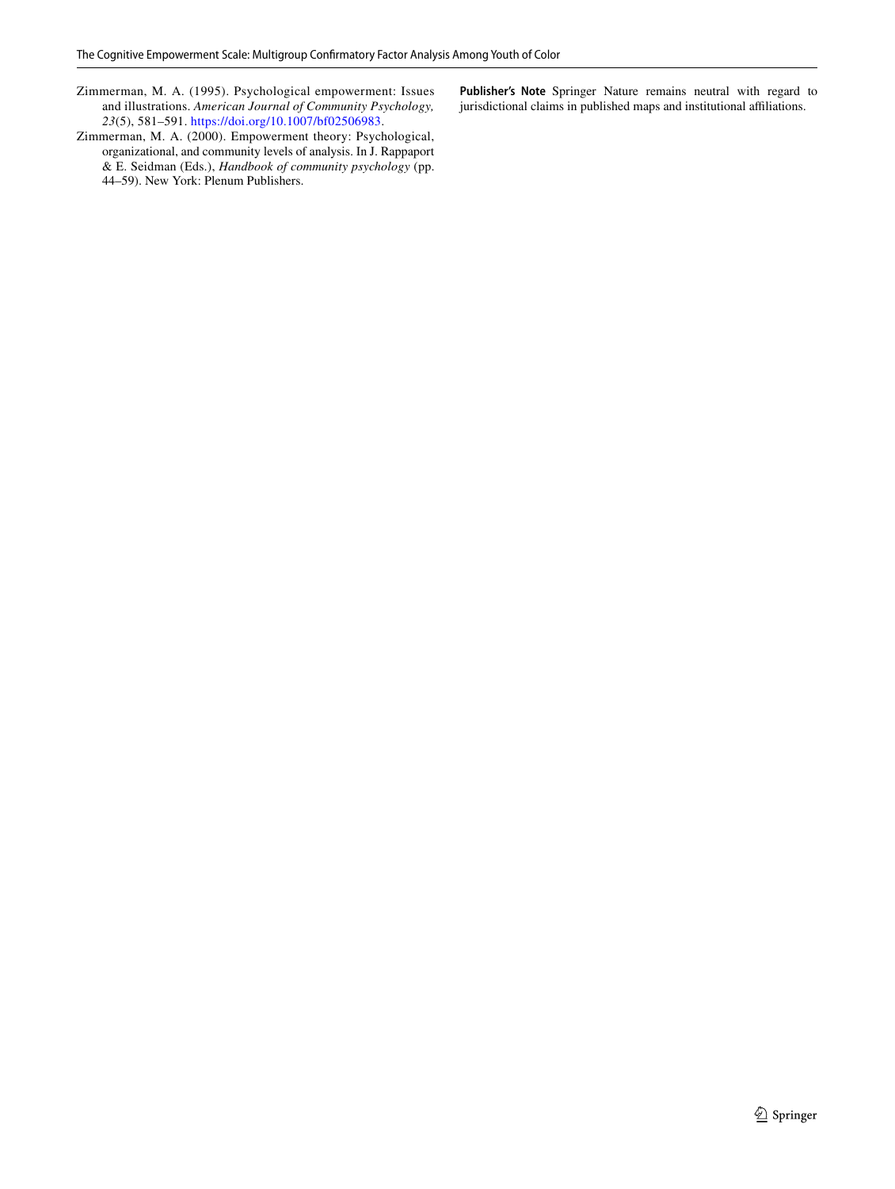Zimmerman, M. A. (1995). Psychological empowerment: Issues and illustrations. *American Journal of Community Psychology, 23*(5), 581–591. https://doi.org/10.1007/bf02506983.

Zimmerman, M. A. (2000). Empowerment theory: Psychological, organizational, and community levels of analysis. In J. Rappaport & E. Seidman (Eds.), *Handbook of community psychology* (pp. 44–59). New York: Plenum Publishers.

**Publisher's Note** Springer Nature remains neutral with regard to jurisdictional claims in published maps and institutional affiliations.